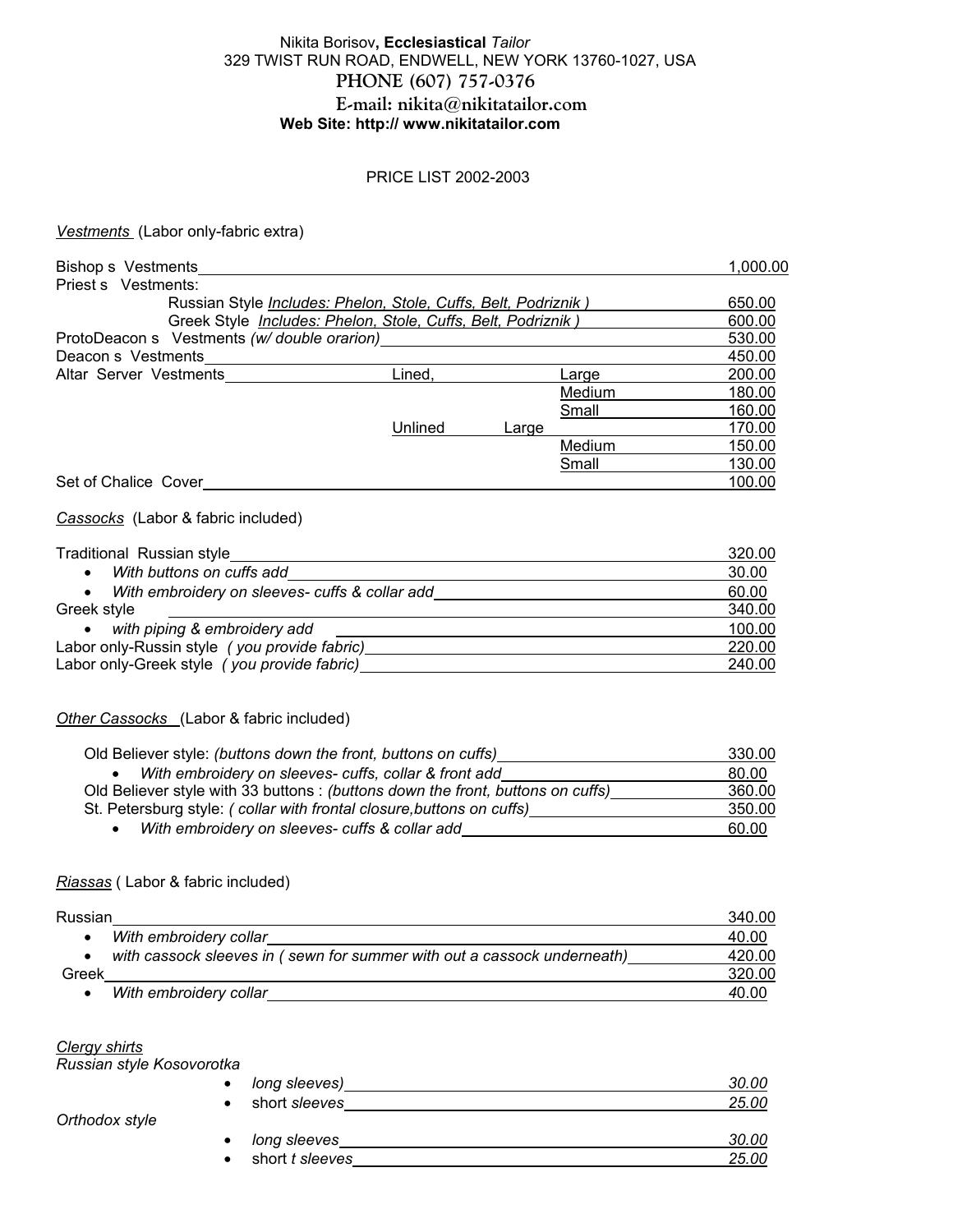Nikita Borisov, **Ecclesiastical** *Tailor*
329 TWIST RUN ROAD, ENDWELL, NEW YORK 13760-1027, USA
**PHONE (607) 757-0376**
**E-mail: nikita@nikitatailor.com**
**Web Site: http:// www.nikitatailor.com**

PRICE LIST 2002-2003

*Vestments* (Labor only-fabric extra)

| Item | | | | Price |
|---|---|---|---|---|
| Bishop s Vestments | | | | 1,000.00 |
| Priest s Vestments: | | | | |
| Russian Style *Includes: Phelon, Stole, Cuffs, Belt, Podriznik )* | | | | 650.00 |
| Greek Style *Includes: Phelon, Stole, Cuffs, Belt, Podriznik )* | | | | 600.00 |
| ProtoDeacon s Vestments *(w/ double orarion)* | | | | 530.00 |
| Deacon s Vestments | | | | 450.00 |
| Altar Server Vestments | Lined, | | Large | 200.00 |
| | | | Medium | 180.00 |
| | | | Small | 160.00 |
| | Unlined | Large | | 170.00 |
| | | | Medium | 150.00 |
| | | | Small | 130.00 |
| Set of Chalice Cover | | | | 100.00 |

*Cassocks* (Labor & fabric included)

| Item | Price |
|---|---|
| Traditional Russian style | 320.00 |
| • *With buttons on cuffs add* | 30.00 |
| • *With embroidery on sleeves- cuffs & collar add* | 60.00 |
| Greek style | 340.00 |
| • *with piping & embroidery add* | 100.00 |
| Labor only-Russin style *( you provide fabric)* | 220.00 |
| Labor only-Greek style *( you provide fabric)* | 240.00 |

*Other Cassocks* (Labor & fabric included)

| Item | Price |
|---|---|
| Old Believer style: *(buttons down the front, buttons on cuffs)* | 330.00 |
| • *With embroidery on sleeves- cuffs, collar & front add* | 80.00 |
| Old Believer style with 33 buttons : *(buttons down the front, buttons on cuffs)* | 360.00 |
| St. Petersburg style: *( collar with frontal closure,buttons on cuffs)* | 350.00 |
| • *With embroidery on sleeves- cuffs & collar add* | 60.00 |

*Riassas* ( Labor & fabric included)

| Item | Price |
|---|---|
| Russian | 340.00 |
| • *With embroidery collar* | 40.00 |
| • *with cassock sleeves in ( sewn for summer with out a cassock underneath)* | 420.00 |
| Greek | 320.00 |
| • *With embroidery collar* | 40.00 |

*Clergy shirts*

| Item | Price |
|---|---|
| *Russian style Kosovorotka* | |
| • *long sleeves)* | *30.00* |
| • short *sleeves* | *25.00* |
| *Orthodox style* | |
| • *long sleeves* | *30.00* |
| • short *t sleeves* | *25.00* |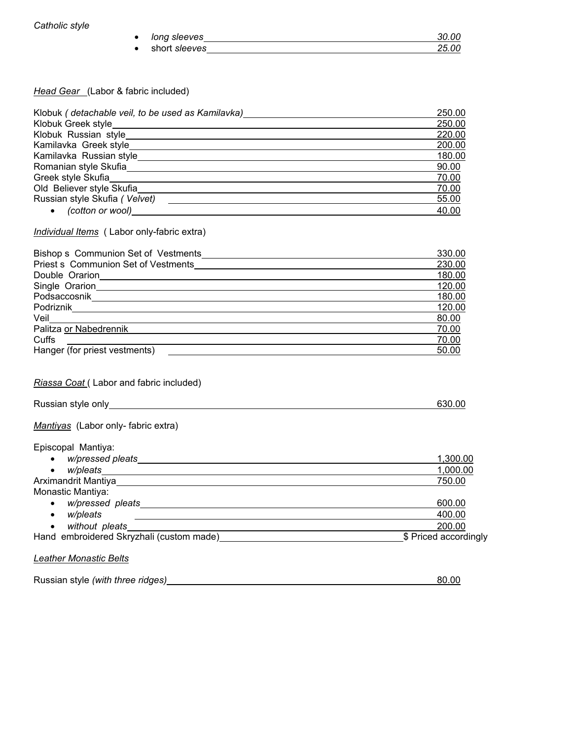*Catholic style*

- *long sleeves* ............ *30.00*
- short *sleeves* ............ *25.00*

*Head Gear* (Labor & fabric included)

| | |
|---|---|
| Klobuk *( detachable veil, to be used as Kamilavka)* | 250.00 |
| Klobuk Greek style | 250.00 |
| Klobuk Russian style | 220.00 |
| Kamilavka Greek style | 200.00 |
| Kamilavka Russian style | 180.00 |
| Romanian style Skufia | 90.00 |
| Greek style Skufia | 70.00 |
| Old Believer style Skufia | 70.00 |
| Russian style Skufia *( Velvet)* | 55.00 |
| • *(cotton or wool)* | 40.00 |

*Individual Items* ( Labor only-fabric extra)

| | |
|---|---|
| Bishop s Communion Set of Vestments | 330.00 |
| Priest s Communion Set of Vestments | 230.00 |
| Double Orarion | 180.00 |
| Single Orarion | 120.00 |
| Podsaccosnik | 180.00 |
| Podriznik | 120.00 |
| Veil | 80.00 |
| Palitza or Nabedrennik | 70.00 |
| Cuffs | 70.00 |
| Hanger (for priest vestments) | 50.00 |

*Riassa Coat* ( Labor and fabric included)

| | |
|---|---|
| Russian style only | 630.00 |

*Mantiyas* (Labor only- fabric extra)

| | |
|---|---|
| Episcopal Mantiya: | |
| • *w/pressed pleats* | 1,300.00 |
| • *w/pleats* | 1,000.00 |
| Arximandrit Mantiya | 750.00 |
| Monastic Mantiya: | |
| • *w/pressed pleats* | 600.00 |
| • *w/pleats* | 400.00 |
| • *without pleats* | 200.00 |
| Hand embroidered Skryzhali (custom made) | $ Priced accordingly |

*Leather Monastic Belts*

| | |
|---|---|
| Russian style *(with three ridges)* | 80.00 |